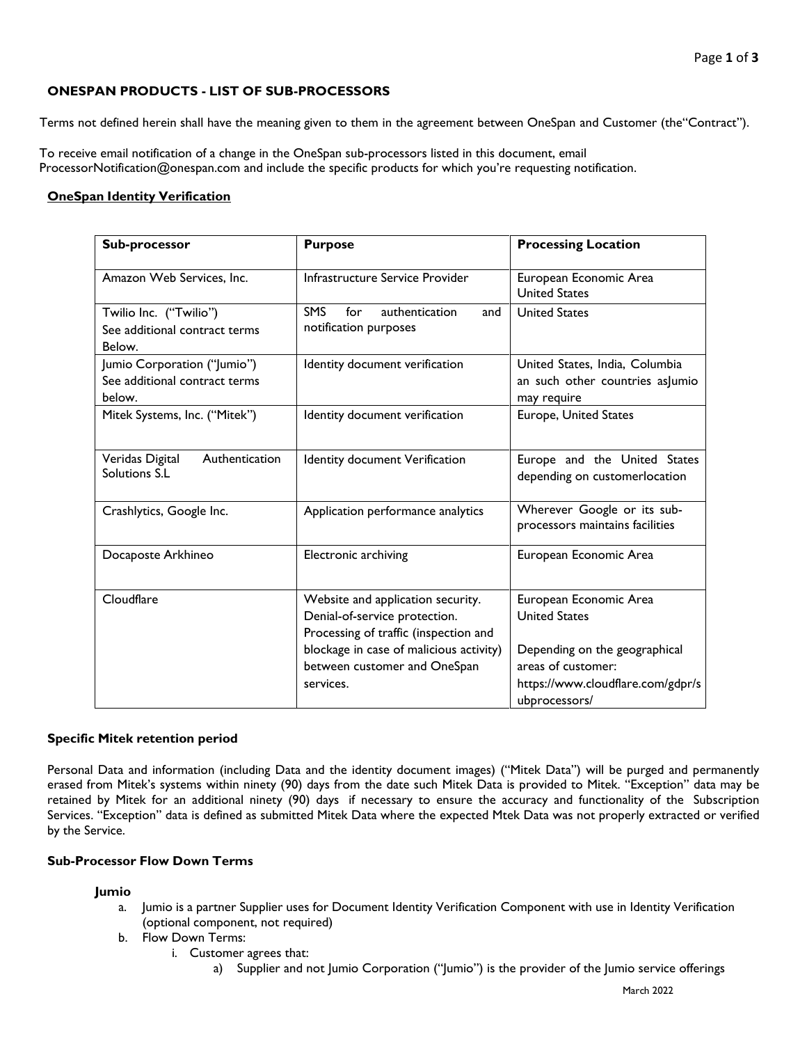## ONESPAN PRODUCTS - LIST OF SUB-PROCESSORS

Terms not defined herein shall have the meaning given to them in the agreement between OneSpan and Customer (the"Contract").

To receive email notification of a change in the OneSpan sub-processors listed in this document, email ProcessorNotification@onespan.com and include the specific products for which you're requesting notification.

### OneSpan Identity Verification

| Sub-processor | Purpose | Processing Location |
|---|---|---|
| Amazon Web Services, Inc. | Infrastructure Service Provider | European Economic Area<br>United States |
| Twilio Inc. ("Twilio")<br>See additional contract terms Below. | SMS for authentication and notification purposes | United States |
| Jumio Corporation ("Jumio")<br>See additional contract terms below. | Identity document verification | United States, India, Columbia an such other countries asJumio may require |
| Mitek Systems, Inc. ("Mitek") | Identity document verification | Europe, United States |
| Veridas Digital Authentication Solutions S.L | Identity document Verification | Europe and the United States depending on customerlocation |
| Crashlytics, Google Inc. | Application performance analytics | Wherever Google or its sub-processors maintains facilities |
| Docaposte Arkhineo | Electronic archiving | European Economic Area |
| Cloudflare | Website and application security.<br>Denial-of-service protection.<br>Processing of traffic (inspection and blockage in case of malicious activity) between customer and OneSpan services. | European Economic Area<br>United States<br><br>Depending on the geographical areas of customer:<br>https://www.cloudflare.com/gdpr/subprocessors/ |

### Specific Mitek retention period

Personal Data and information (including Data and the identity document images) ("Mitek Data") will be purged and permanently erased from Mitek's systems within ninety (90) days from the date such Mitek Data is provided to Mitek. "Exception" data may be retained by Mitek for an additional ninety (90) days if necessary to ensure the accuracy and functionality of the Subscription Services. "Exception" data is defined as submitted Mitek Data where the expected Mtek Data was not properly extracted or verified by the Service.

### Sub-Processor Flow Down Terms

**Jumio**

a. Jumio is a partner Supplier uses for Document Identity Verification Component with use in Identity Verification (optional component, not required)
b. Flow Down Terms:
    i. Customer agrees that:
        a) Supplier and not Jumio Corporation ("Jumio") is the provider of the Jumio service offerings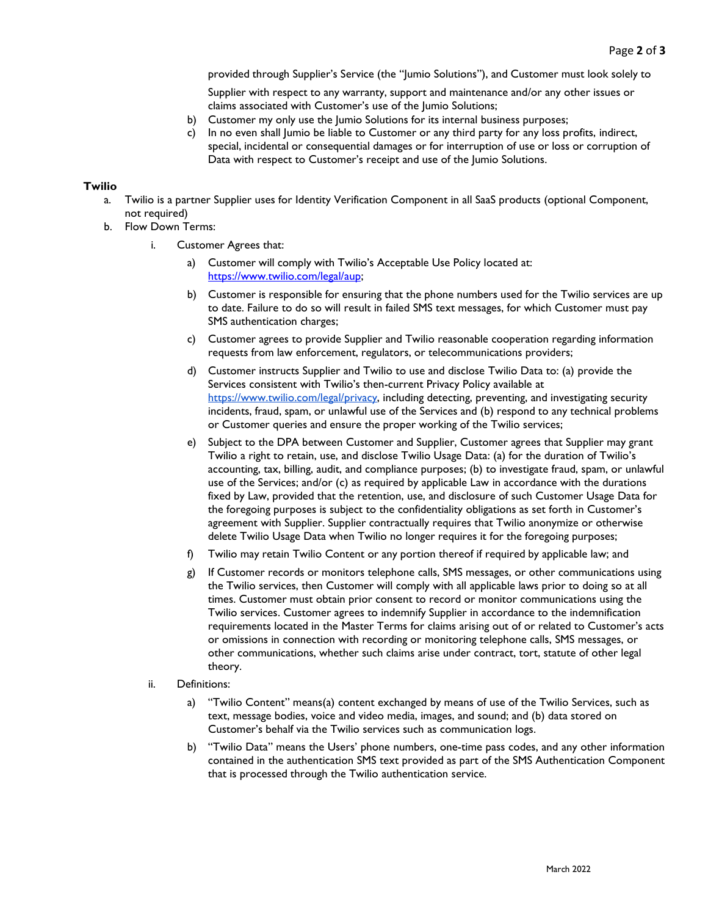provided through Supplier's Service (the "Jumio Solutions"), and Customer must look solely to Supplier with respect to any warranty, support and maintenance and/or any other issues or claims associated with Customer's use of the Jumio Solutions;

b) Customer my only use the Jumio Solutions for its internal business purposes;

c) In no even shall Jumio be liable to Customer or any third party for any loss profits, indirect, special, incidental or consequential damages or for interruption of use or loss or corruption of Data with respect to Customer's receipt and use of the Jumio Solutions.

**Twilio**

a. Twilio is a partner Supplier uses for Identity Verification Component in all SaaS products (optional Component, not required)

b. Flow Down Terms:

   i. Customer Agrees that:

      a) Customer will comply with Twilio's Acceptable Use Policy located at: https://www.twilio.com/legal/aup;

      b) Customer is responsible for ensuring that the phone numbers used for the Twilio services are up to date. Failure to do so will result in failed SMS text messages, for which Customer must pay SMS authentication charges;

      c) Customer agrees to provide Supplier and Twilio reasonable cooperation regarding information requests from law enforcement, regulators, or telecommunications providers;

      d) Customer instructs Supplier and Twilio to use and disclose Twilio Data to: (a) provide the Services consistent with Twilio's then-current Privacy Policy available at https://www.twilio.com/legal/privacy, including detecting, preventing, and investigating security incidents, fraud, spam, or unlawful use of the Services and (b) respond to any technical problems or Customer queries and ensure the proper working of the Twilio services;

      e) Subject to the DPA between Customer and Supplier, Customer agrees that Supplier may grant Twilio a right to retain, use, and disclose Twilio Usage Data: (a) for the duration of Twilio's accounting, tax, billing, audit, and compliance purposes; (b) to investigate fraud, spam, or unlawful use of the Services; and/or (c) as required by applicable Law in accordance with the durations fixed by Law, provided that the retention, use, and disclosure of such Customer Usage Data for the foregoing purposes is subject to the confidentiality obligations as set forth in Customer's agreement with Supplier. Supplier contractually requires that Twilio anonymize or otherwise delete Twilio Usage Data when Twilio no longer requires it for the foregoing purposes;

      f) Twilio may retain Twilio Content or any portion thereof if required by applicable law; and

      g) If Customer records or monitors telephone calls, SMS messages, or other communications using the Twilio services, then Customer will comply with all applicable laws prior to doing so at all times. Customer must obtain prior consent to record or monitor communications using the Twilio services. Customer agrees to indemnify Supplier in accordance to the indemnification requirements located in the Master Terms for claims arising out of or related to Customer's acts or omissions in connection with recording or monitoring telephone calls, SMS messages, or other communications, whether such claims arise under contract, tort, statute of other legal theory.

   ii. Definitions:

      a) "Twilio Content" means(a) content exchanged by means of use of the Twilio Services, such as text, message bodies, voice and video media, images, and sound; and (b) data stored on Customer's behalf via the Twilio services such as communication logs.

      b) "Twilio Data" means the Users' phone numbers, one-time pass codes, and any other information contained in the authentication SMS text provided as part of the SMS Authentication Component that is processed through the Twilio authentication service.

March 2022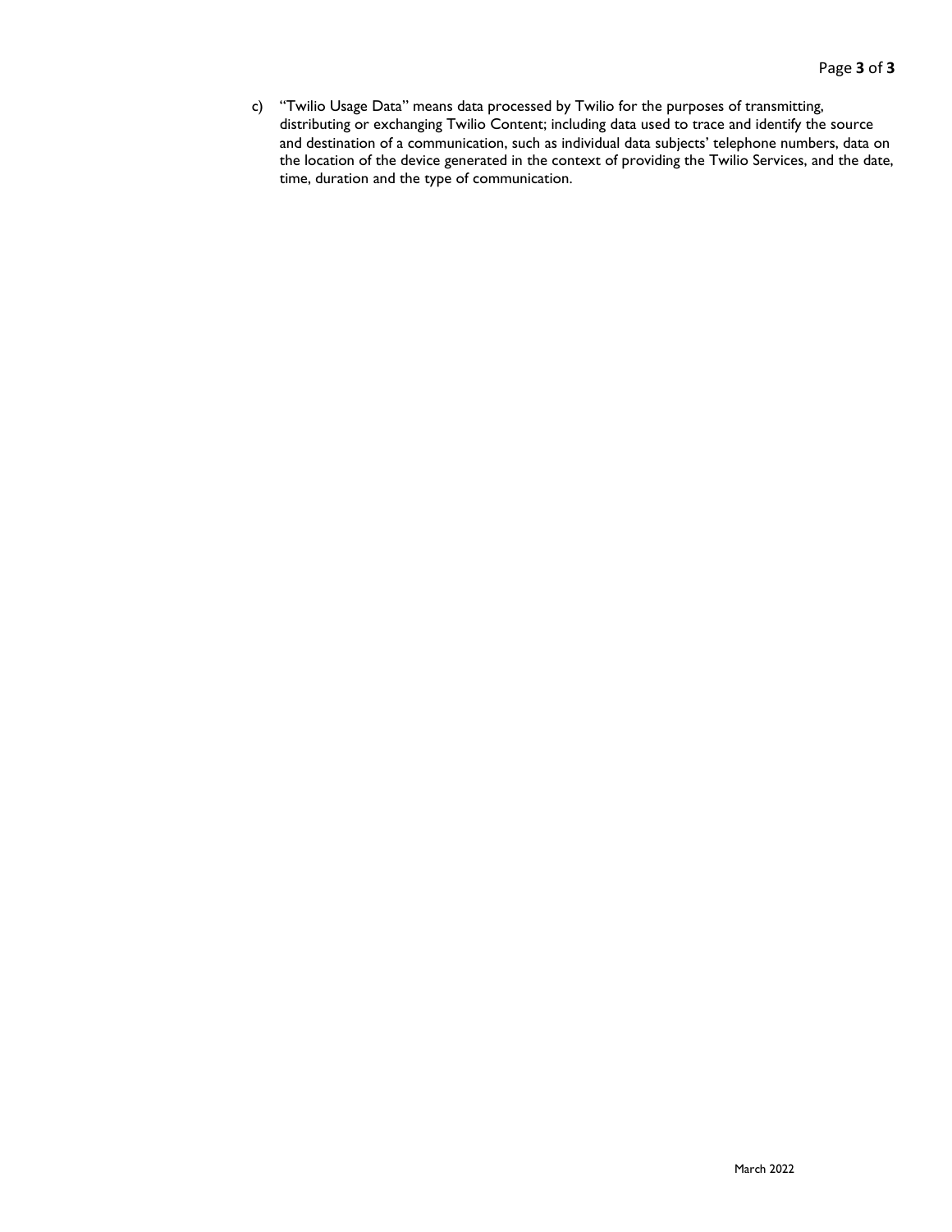c) "Twilio Usage Data" means data processed by Twilio for the purposes of transmitting, distributing or exchanging Twilio Content; including data used to trace and identify the source and destination of a communication, such as individual data subjects' telephone numbers, data on the location of the device generated in the context of providing the Twilio Services, and the date, time, duration and the type of communication.